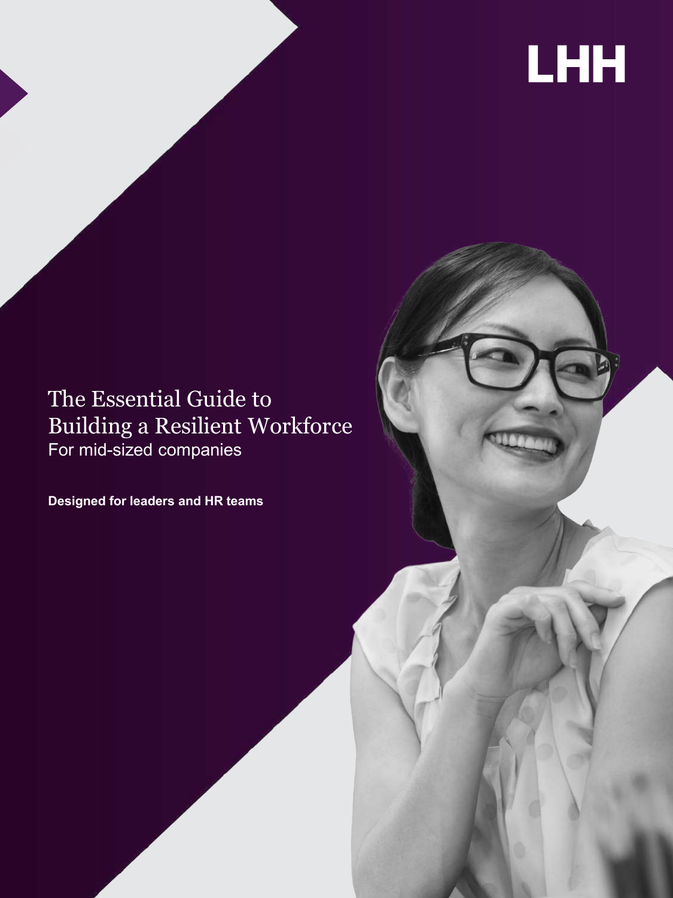LHH

# The Essential Guide to Building a Resilient Workforce

For mid-sized companies

**Designed for leaders and HR teams**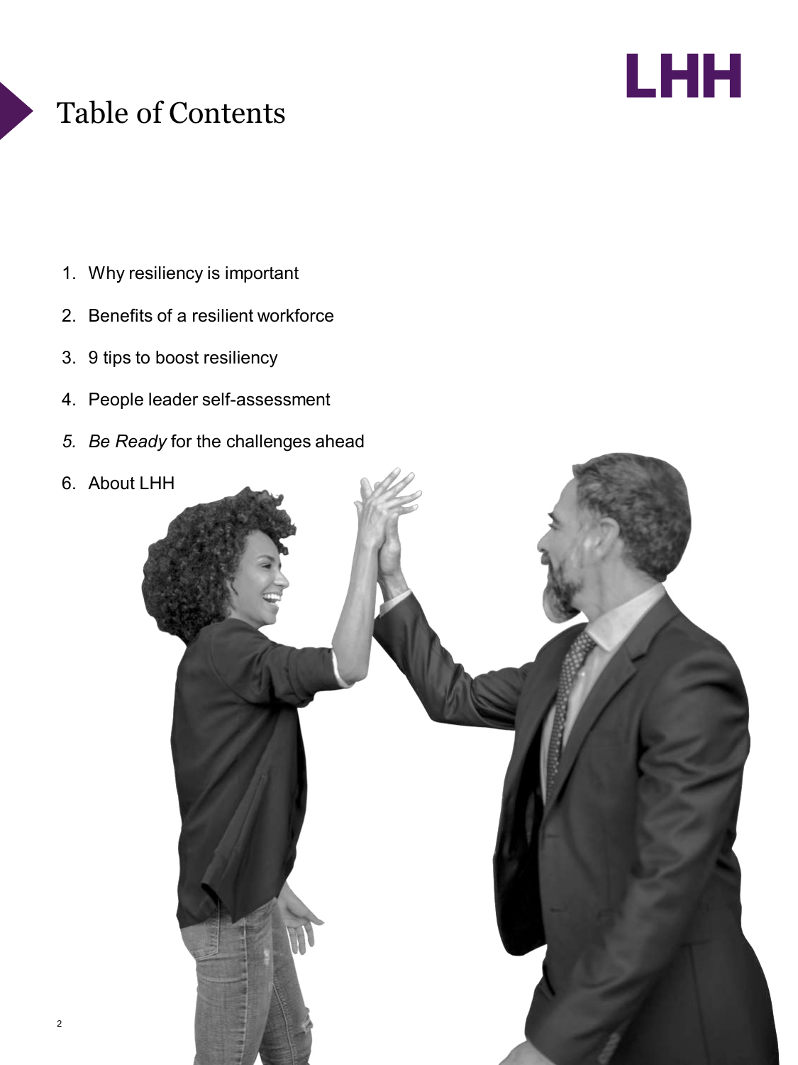# Table of Contents

1. Why resiliency is important
2. Benefits of a resilient workforce
3. 9 tips to boost resiliency
4. People leader self-assessment
5. *Be Ready* for the challenges ahead
6. About LHH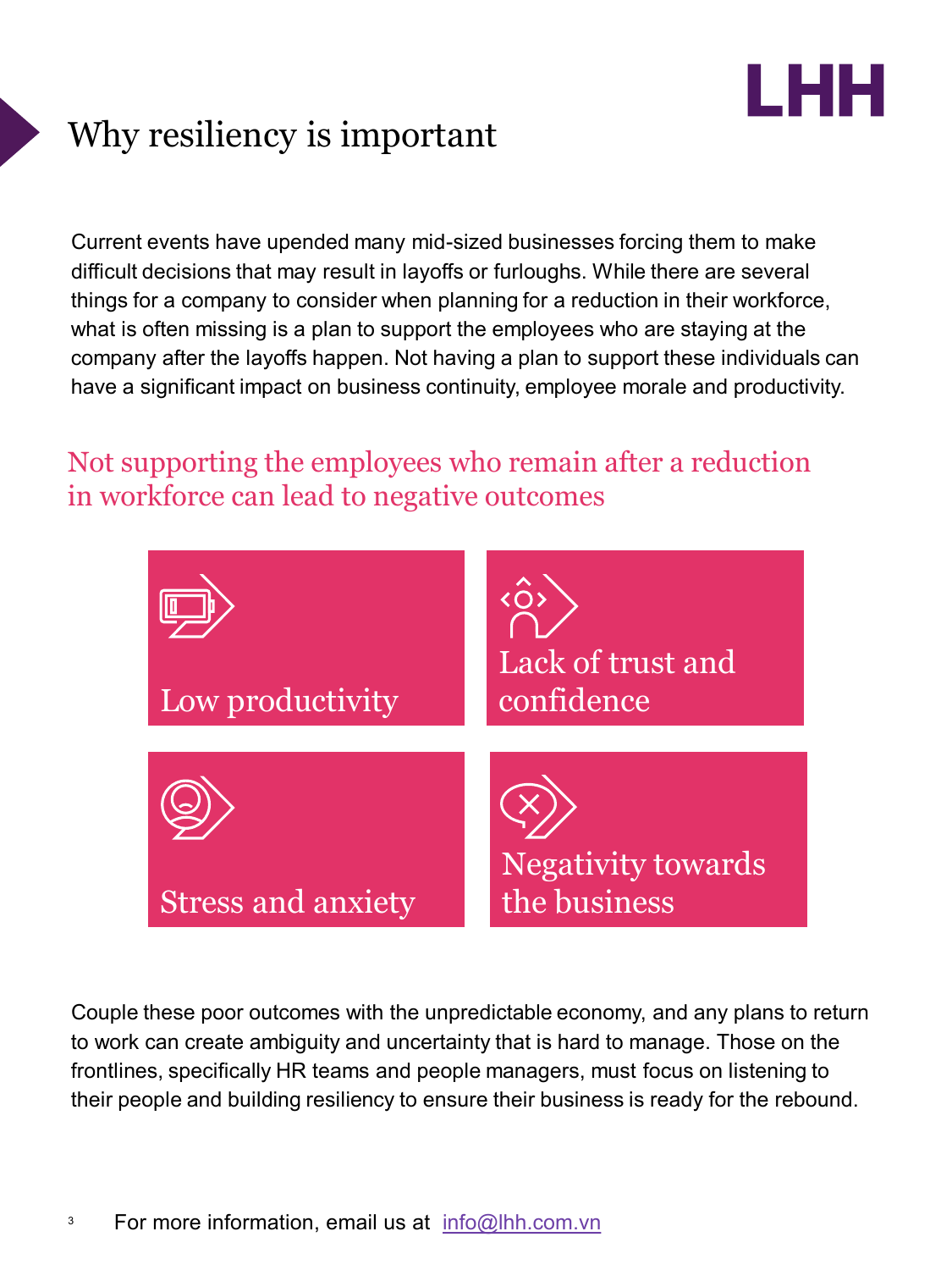# Why resiliency is important

Current events have upended many mid-sized businesses forcing them to make difficult decisions that may result in layoffs or furloughs. While there are several things for a company to consider when planning for a reduction in their workforce, what is often missing is a plan to support the employees who are staying at the company after the layoffs happen. Not having a plan to support these individuals can have a significant impact on business continuity, employee morale and productivity.

## Not supporting the employees who remain after a reduction in workforce can lead to negative outcomes

- Low productivity
- Lack of trust and confidence
- Stress and anxiety
- Negativity towards the business

Couple these poor outcomes with the unpredictable economy, and any plans to return to work can create ambiguity and uncertainty that is hard to manage. Those on the frontlines, specifically HR teams and people managers, must focus on listening to their people and building resiliency to ensure their business is ready for the rebound.

For more information, email us at info@lhh.com.vn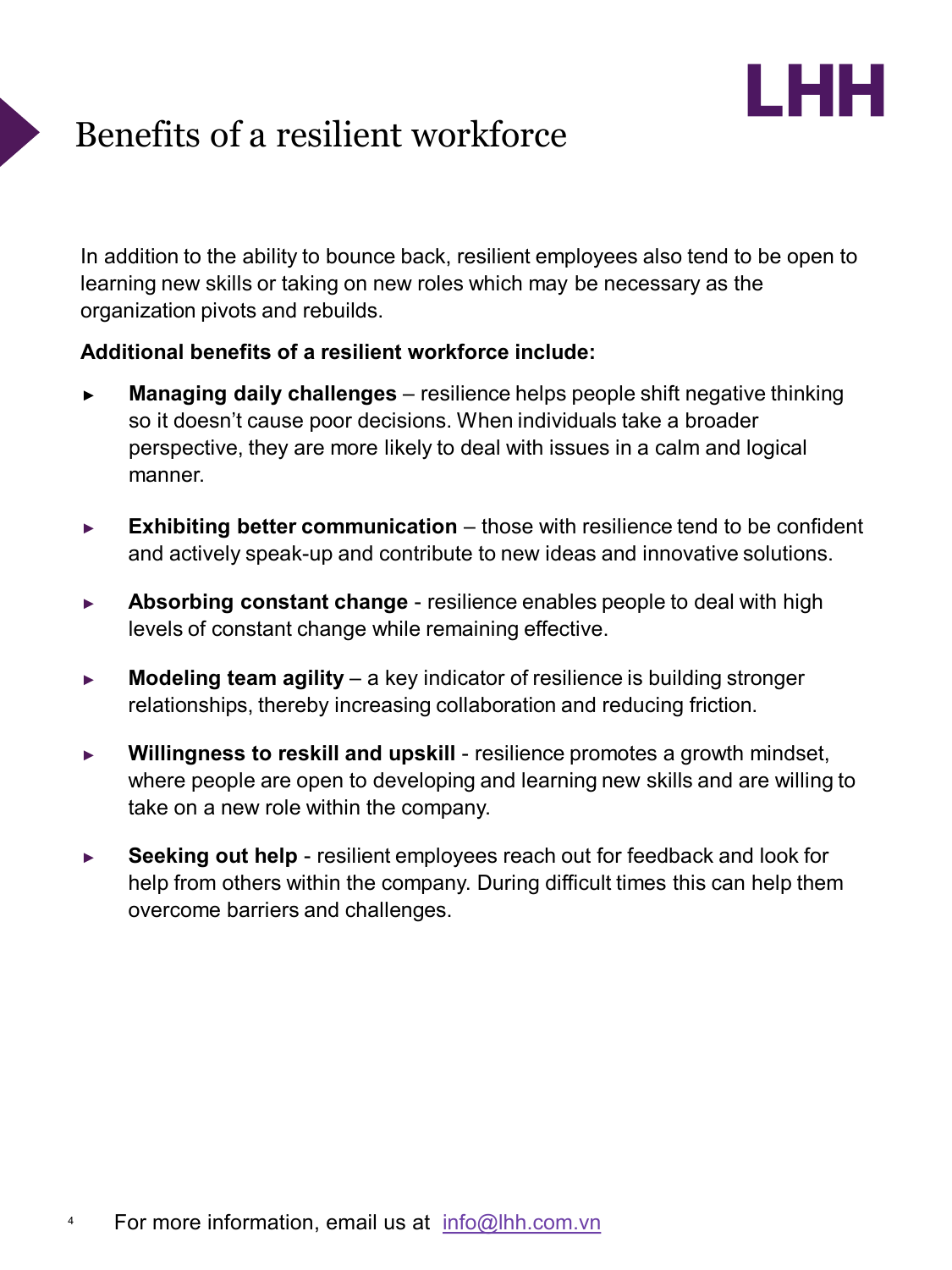# Benefits of a resilient workforce

In addition to the ability to bounce back, resilient employees also tend to be open to learning new skills or taking on new roles which may be necessary as the organization pivots and rebuilds.

**Additional benefits of a resilient workforce include:**

- **Managing daily challenges** – resilience helps people shift negative thinking so it doesn't cause poor decisions. When individuals take a broader perspective, they are more likely to deal with issues in a calm and logical manner.

- **Exhibiting better communication** – those with resilience tend to be confident and actively speak-up and contribute to new ideas and innovative solutions.

- **Absorbing constant change** - resilience enables people to deal with high levels of constant change while remaining effective.

- **Modeling team agility** – a key indicator of resilience is building stronger relationships, thereby increasing collaboration and reducing friction.

- **Willingness to reskill and upskill** - resilience promotes a growth mindset, where people are open to developing and learning new skills and are willing to take on a new role within the company.

- **Seeking out help** - resilient employees reach out for feedback and look for help from others within the company. During difficult times this can help them overcome barriers and challenges.

For more information, email us at [info@lhh.com.vn](mailto:info@lhh.com.vn)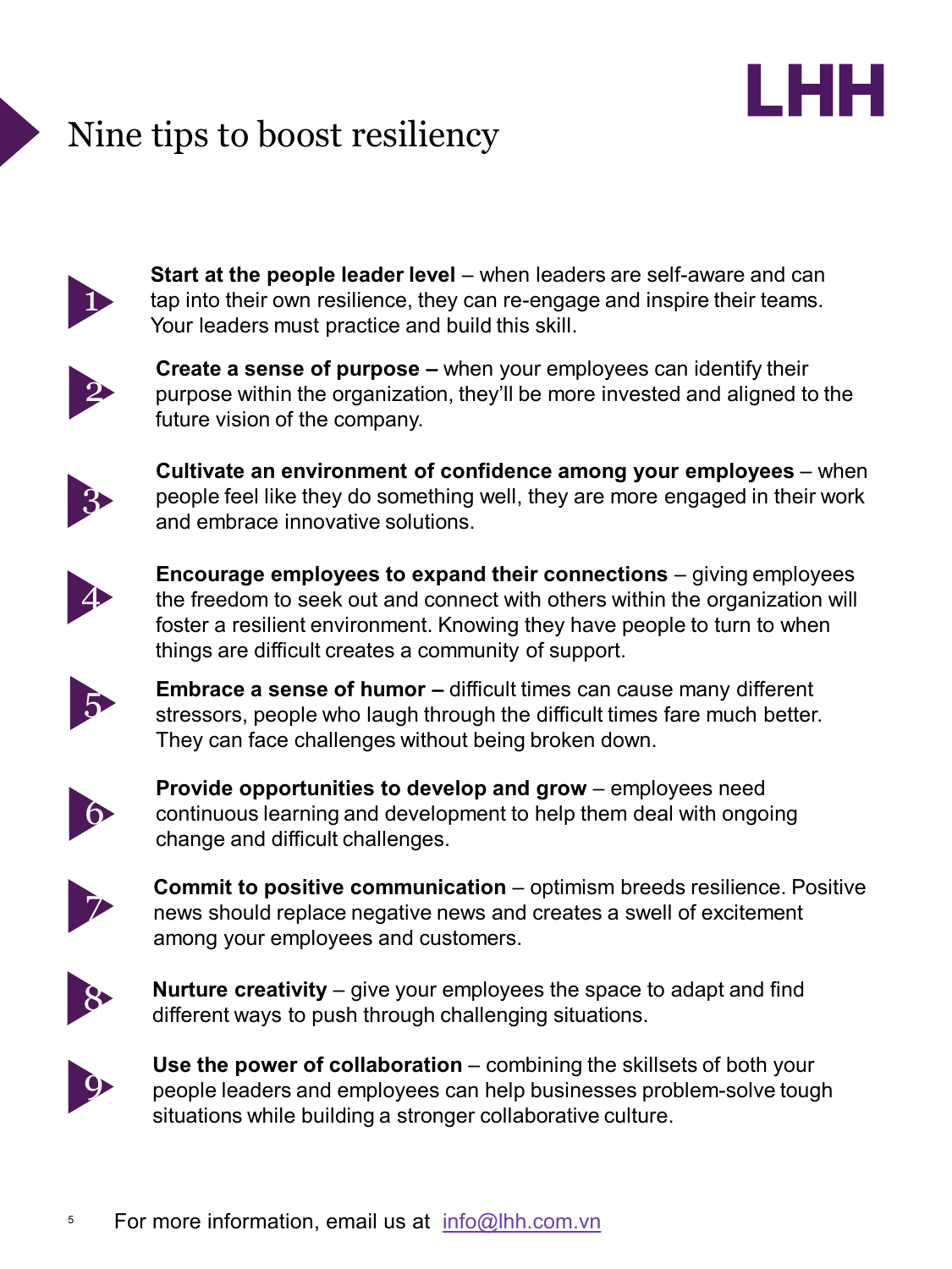# Nine tips to boost resiliency

1. **Start at the people leader level** – when leaders are self-aware and can tap into their own resilience, they can re-engage and inspire their teams. Your leaders must practice and build this skill.

2. **Create a sense of purpose –** when your employees can identify their purpose within the organization, they'll be more invested and aligned to the future vision of the company.

3. **Cultivate an environment of confidence among your employees** – when people feel like they do something well, they are more engaged in their work and embrace innovative solutions.

4. **Encourage employees to expand their connections** – giving employees the freedom to seek out and connect with others within the organization will foster a resilient environment. Knowing they have people to turn to when things are difficult creates a community of support.

5. **Embrace a sense of humor –** difficult times can cause many different stressors, people who laugh through the difficult times fare much better. They can face challenges without being broken down.

6. **Provide opportunities to develop and grow** – employees need continuous learning and development to help them deal with ongoing change and difficult challenges.

7. **Commit to positive communication** – optimism breeds resilience. Positive news should replace negative news and creates a swell of excitement among your employees and customers.

8. **Nurture creativity** – give your employees the space to adapt and find different ways to push through challenging situations.

9. **Use the power of collaboration** – combining the skillsets of both your people leaders and employees can help businesses problem-solve tough situations while building a stronger collaborative culture.

For more information, email us at info@lhh.com.vn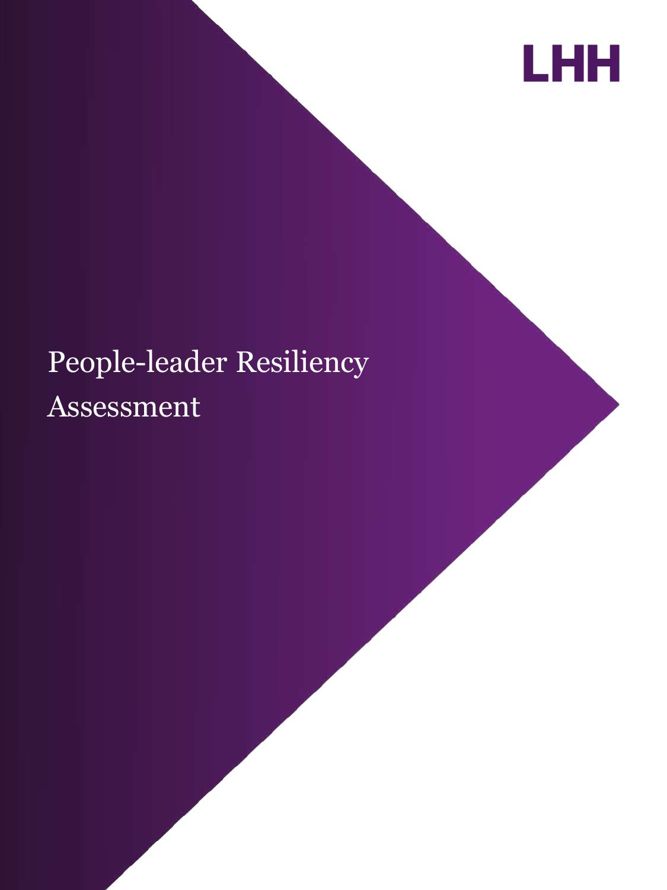LHH

# People-leader Resiliency Assessment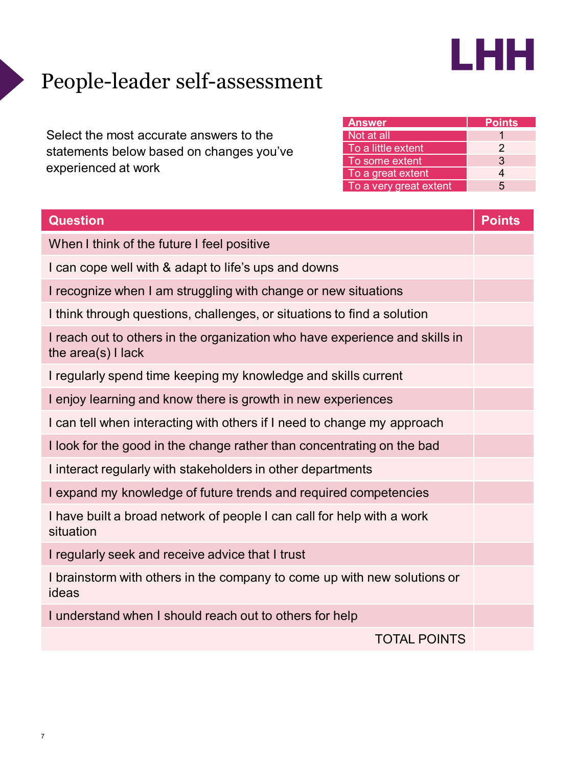LHH

# People-leader self-assessment

Select the most accurate answers to the statements below based on changes you've experienced at work

| Answer | Points |
|---|---|
| Not at all | 1 |
| To a little extent | 2 |
| To some extent | 3 |
| To a great extent | 4 |
| To a very great extent | 5 |

| Question | Points |
|---|---|
| When I think of the future I feel positive | |
| I can cope well with & adapt to life's ups and downs | |
| I recognize when I am struggling with change or new situations | |
| I think through questions, challenges, or situations to find a solution | |
| I reach out to others in the organization who have experience and skills in the area(s) I lack | |
| I regularly spend time keeping my knowledge and skills current | |
| I enjoy learning and know there is growth in new experiences | |
| I can tell when interacting with others if I need to change my approach | |
| I look for the good in the change rather than concentrating on the bad | |
| I interact regularly with stakeholders in other departments | |
| I expand my knowledge of future trends and required competencies | |
| I have built a broad network of people I can call for help with a work situation | |
| I regularly seek and receive advice that I trust | |
| I brainstorm with others in the company to come up with new solutions or ideas | |
| I understand when I should reach out to others for help | |
| TOTAL POINTS | |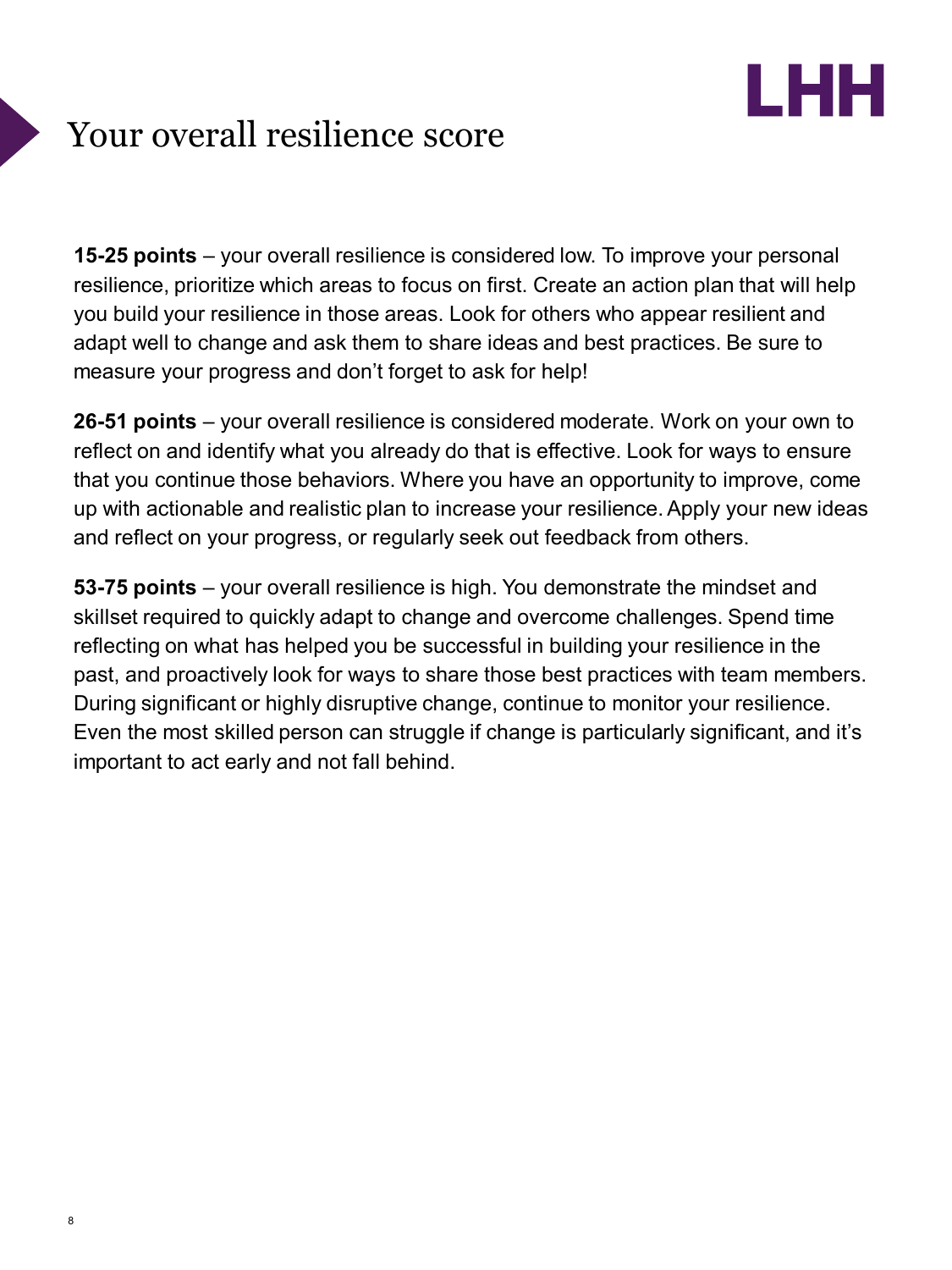# Your overall resilience score

**15-25 points** – your overall resilience is considered low. To improve your personal resilience, prioritize which areas to focus on first. Create an action plan that will help you build your resilience in those areas. Look for others who appear resilient and adapt well to change and ask them to share ideas and best practices. Be sure to measure your progress and don't forget to ask for help!

**26-51 points** – your overall resilience is considered moderate. Work on your own to reflect on and identify what you already do that is effective. Look for ways to ensure that you continue those behaviors. Where you have an opportunity to improve, come up with actionable and realistic plan to increase your resilience. Apply your new ideas and reflect on your progress, or regularly seek out feedback from others.

**53-75 points** – your overall resilience is high. You demonstrate the mindset and skillset required to quickly adapt to change and overcome challenges. Spend time reflecting on what has helped you be successful in building your resilience in the past, and proactively look for ways to share those best practices with team members. During significant or highly disruptive change, continue to monitor your resilience. Even the most skilled person can struggle if change is particularly significant, and it's important to act early and not fall behind.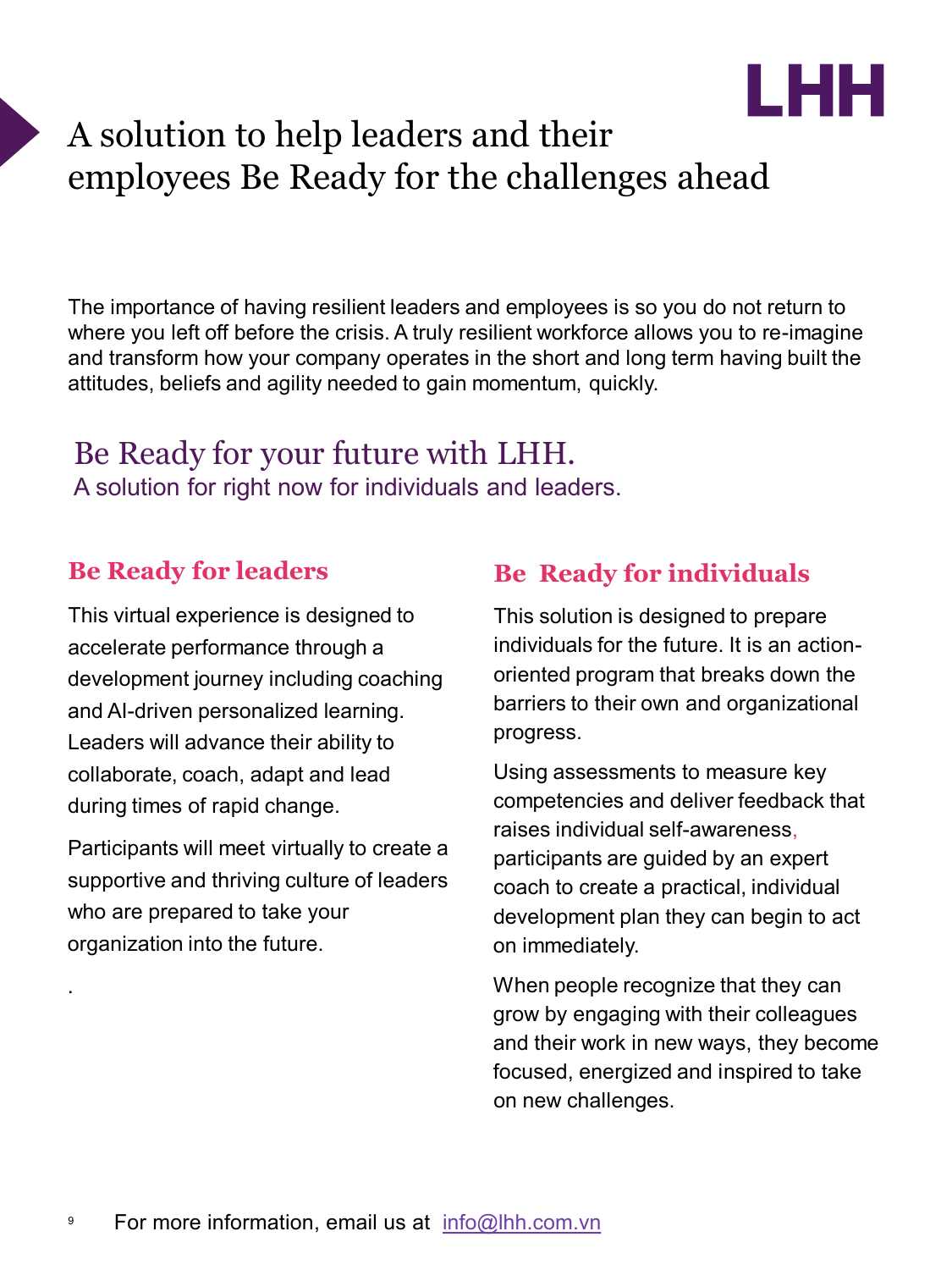# A solution to help leaders and their employees Be Ready for the challenges ahead

The importance of having resilient leaders and employees is so you do not return to where you left off before the crisis. A truly resilient workforce allows you to re-imagine and transform how your company operates in the short and long term having built the attitudes, beliefs and agility needed to gain momentum, quickly.

## Be Ready for your future with LHH.

A solution for right now for individuals and leaders.

### Be Ready for leaders

This virtual experience is designed to accelerate performance through a development journey including coaching and AI-driven personalized learning. Leaders will advance their ability to collaborate, coach, adapt and lead during times of rapid change.

Participants will meet virtually to create a supportive and thriving culture of leaders who are prepared to take your organization into the future.

.

### Be Ready for individuals

This solution is designed to prepare individuals for the future. It is an action-oriented program that breaks down the barriers to their own and organizational progress.

Using assessments to measure key competencies and deliver feedback that raises individual self-awareness, participants are guided by an expert coach to create a practical, individual development plan they can begin to act on immediately.

When people recognize that they can grow by engaging with their colleagues and their work in new ways, they become focused, energized and inspired to take on new challenges.

For more information, email us at info@lhh.com.vn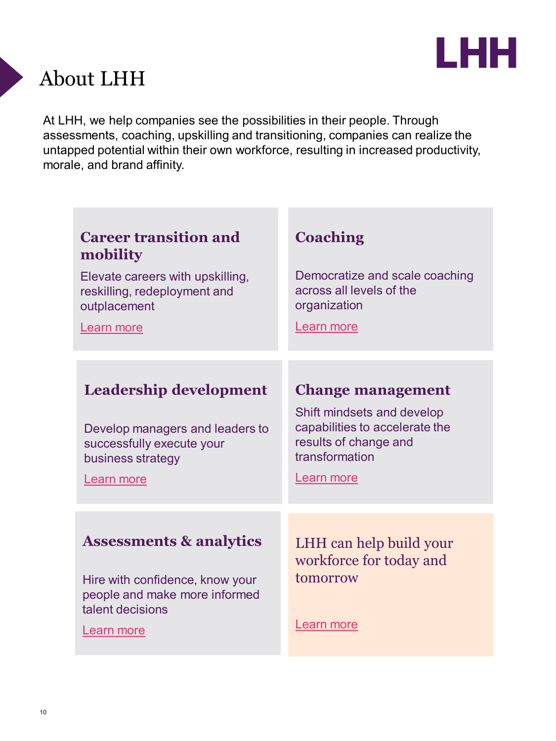# About LHH

LHH

At LHH, we help companies see the possibilities in their people. Through assessments, coaching, upskilling and transitioning, companies can realize the untapped potential within their own workforce, resulting in increased productivity, morale, and brand affinity.

### Career transition and mobility

Elevate careers with upskilling, reskilling, redeployment and outplacement

Learn more

### Coaching

Democratize and scale coaching across all levels of the organization

Learn more

### Leadership development

Develop managers and leaders to successfully execute your business strategy

Learn more

### Change management

Shift mindsets and develop capabilities to accelerate the results of change and transformation

Learn more

### Assessments & analytics

Hire with confidence, know your people and make more informed talent decisions

Learn more

LHH can help build your workforce for today and tomorrow

Learn more